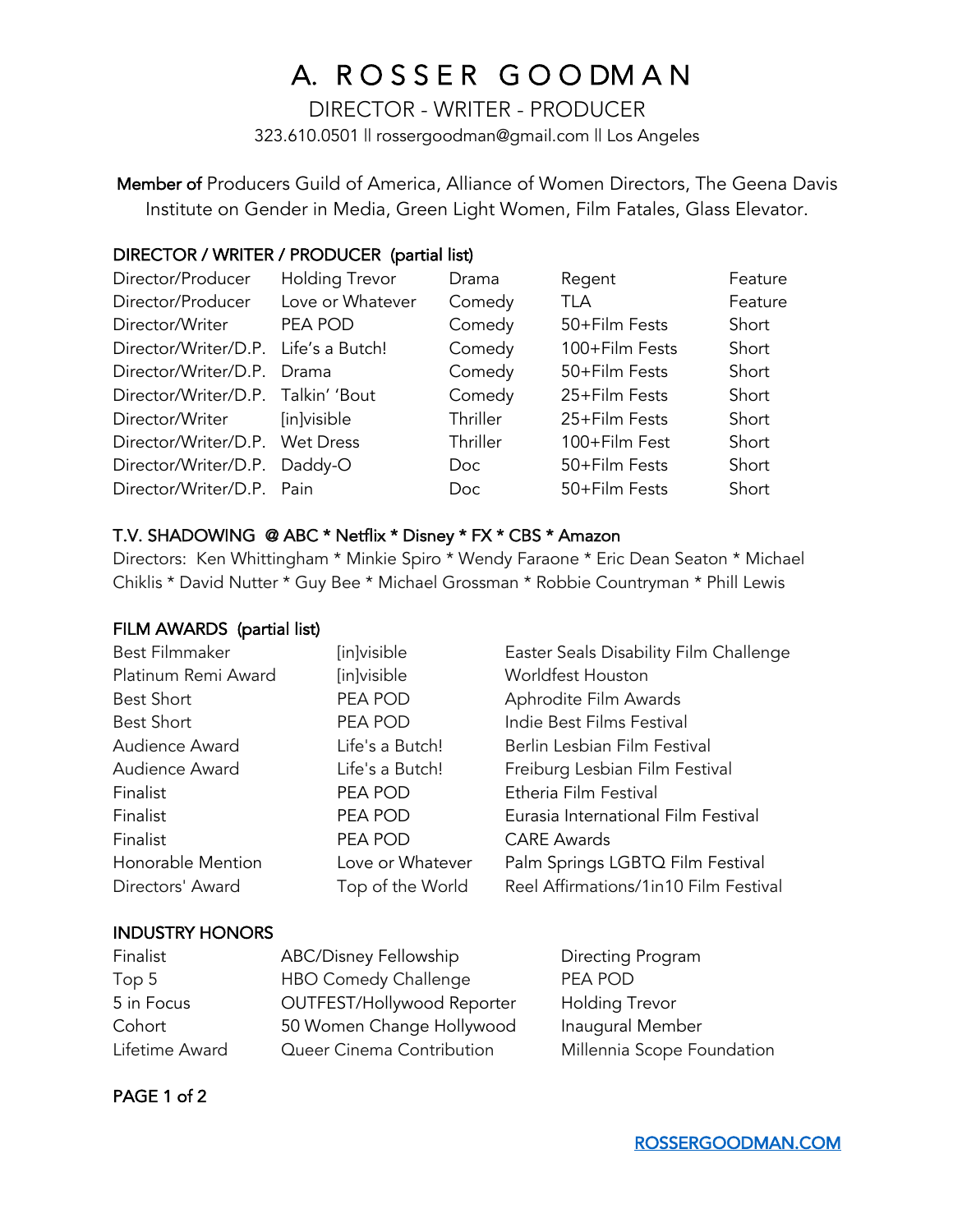# A. ROSSER GOODMAN

DIRECTOR - WRITER - PRODUCER

323.610.0501 || rossergoodman@gmail.com || Los Angeles

**Member of** Producers Guild of America, Alliance of Women Directors, The Geena Davis Institute on Gender in Media, Green Light Women, Film Fatales, Glass Elevator.

## DIRECTOR / WRITER / PRODUCER (partial list)

| | | | | |
|---|---|---|---|---|
| Director/Producer | Holding Trevor | Drama | Regent | Feature |
| Director/Producer | Love or Whatever | Comedy | TLA | Feature |
| Director/Writer | PEA POD | Comedy | 50+Film Fests | Short |
| Director/Writer/D.P. | Life's a Butch! | Comedy | 100+Film Fests | Short |
| Director/Writer/D.P. | Drama | Comedy | 50+Film Fests | Short |
| Director/Writer/D.P. | Talkin' 'Bout | Comedy | 25+Film Fests | Short |
| Director/Writer | [in]visible | Thriller | 25+Film Fests | Short |
| Director/Writer/D.P. | Wet Dress | Thriller | 100+Film Fest | Short |
| Director/Writer/D.P. | Daddy-O | Doc | 50+Film Fests | Short |
| Director/Writer/D.P. | Pain | Doc | 50+Film Fests | Short |

## T.V. SHADOWING @ ABC * Netflix * Disney * FX * CBS * Amazon

Directors: Ken Whittingham * Minkie Spiro * Wendy Faraone * Eric Dean Seaton * Michael Chiklis * David Nutter * Guy Bee * Michael Grossman * Robbie Countryman * Phill Lewis

## FILM AWARDS (partial list)

| | | |
|---|---|---|
| Best Filmmaker | [in]visible | Easter Seals Disability Film Challenge |
| Platinum Remi Award | [in]visible | Worldfest Houston |
| Best Short | PEA POD | Aphrodite Film Awards |
| Best Short | PEA POD | Indie Best Films Festival |
| Audience Award | Life's a Butch! | Berlin Lesbian Film Festival |
| Audience Award | Life's a Butch! | Freiburg Lesbian Film Festival |
| Finalist | PEA POD | Etheria Film Festival |
| Finalist | PEA POD | Eurasia International Film Festival |
| Finalist | PEA POD | CARE Awards |
| Honorable Mention | Love or Whatever | Palm Springs LGBTQ Film Festival |
| Directors' Award | Top of the World | Reel Affirmations/1in10 Film Festival |

## INDUSTRY HONORS

| | | |
|---|---|---|
| Finalist | ABC/Disney Fellowship | Directing Program |
| Top 5 | HBO Comedy Challenge | PEA POD |
| 5 in Focus | OUTFEST/Hollywood Reporter | Holding Trevor |
| Cohort | 50 Women Change Hollywood | Inaugural Member |
| Lifetime Award | Queer Cinema Contribution | Millennia Scope Foundation |

ROSSERGOODMAN.COM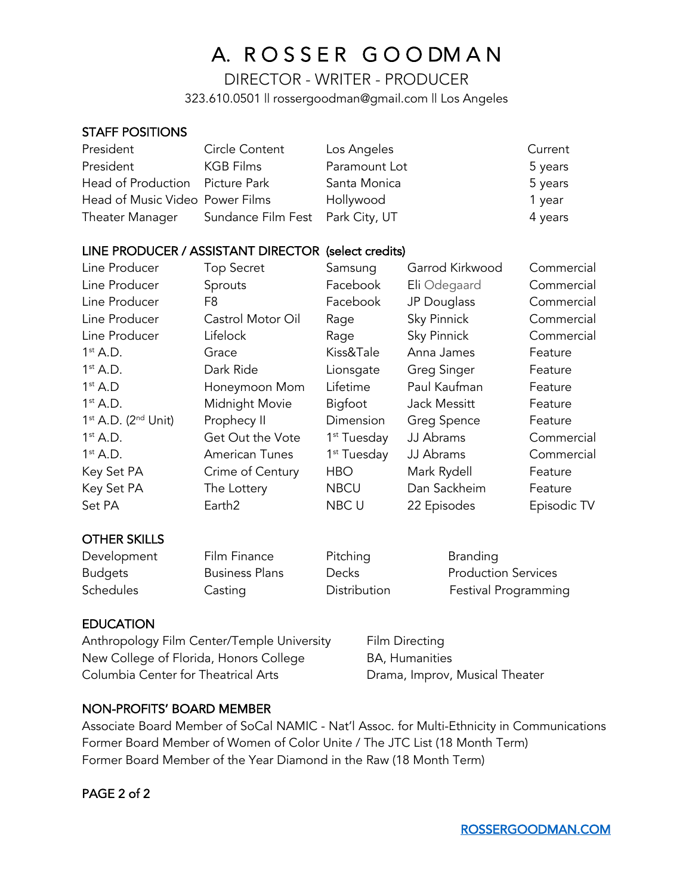# A. ROSSER GOODMAN

DIRECTOR - WRITER - PRODUCER

323.610.0501 || rossergoodman@gmail.com || Los Angeles

## STAFF POSITIONS

| | | | |
|---|---|---|---|
| President | Circle Content | Los Angeles | Current |
| President | KGB Films | Paramount Lot | 5 years |
| Head of Production | Picture Park | Santa Monica | 5 years |
| Head of Music Video | Power Films | Hollywood | 1 year |
| Theater Manager | Sundance Film Fest | Park City, UT | 4 years |

## LINE PRODUCER / ASSISTANT DIRECTOR (select credits)

| | | | | |
|---|---|---|---|---|
| Line Producer | Top Secret | Samsung | Garrod Kirkwood | Commercial |
| Line Producer | Sprouts | Facebook | Eli Odegaard | Commercial |
| Line Producer | F8 | Facebook | JP Douglass | Commercial |
| Line Producer | Castrol Motor Oil | Rage | Sky Pinnick | Commercial |
| Line Producer | Lifelock | Rage | Sky Pinnick | Commercial |
| 1st A.D. | Grace | Kiss&Tale | Anna James | Feature |
| 1st A.D. | Dark Ride | Lionsgate | Greg Singer | Feature |
| 1st A.D | Honeymoon Mom | Lifetime | Paul Kaufman | Feature |
| 1st A.D. | Midnight Movie | Bigfoot | Jack Messitt | Feature |
| 1st A.D. (2nd Unit) | Prophecy II | Dimension | Greg Spence | Feature |
| 1st A.D. | Get Out the Vote | 1st Tuesday | JJ Abrams | Commercial |
| 1st A.D. | American Tunes | 1st Tuesday | JJ Abrams | Commercial |
| Key Set PA | Crime of Century | HBO | Mark Rydell | Feature |
| Key Set PA | The Lottery | NBCU | Dan Sackheim | Feature |
| Set PA | Earth2 | NBC U | 22 Episodes | Episodic TV |

## OTHER SKILLS

| | | | |
|---|---|---|---|
| Development | Film Finance | Pitching | Branding |
| Budgets | Business Plans | Decks | Production Services |
| Schedules | Casting | Distribution | Festival Programming |

## EDUCATION

| | |
|---|---|
| Anthropology Film Center/Temple University | Film Directing |
| New College of Florida, Honors College | BA, Humanities |
| Columbia Center for Theatrical Arts | Drama, Improv, Musical Theater |

## NON-PROFITS' BOARD MEMBER

Associate Board Member of SoCal NAMIC - Nat'l Assoc. for Multi-Ethnicity in Communications

Former Board Member of Women of Color Unite / The JTC List (18 Month Term)

Former Board Member of the Year Diamond in the Raw (18 Month Term)

ROSSERGOODMAN.COM